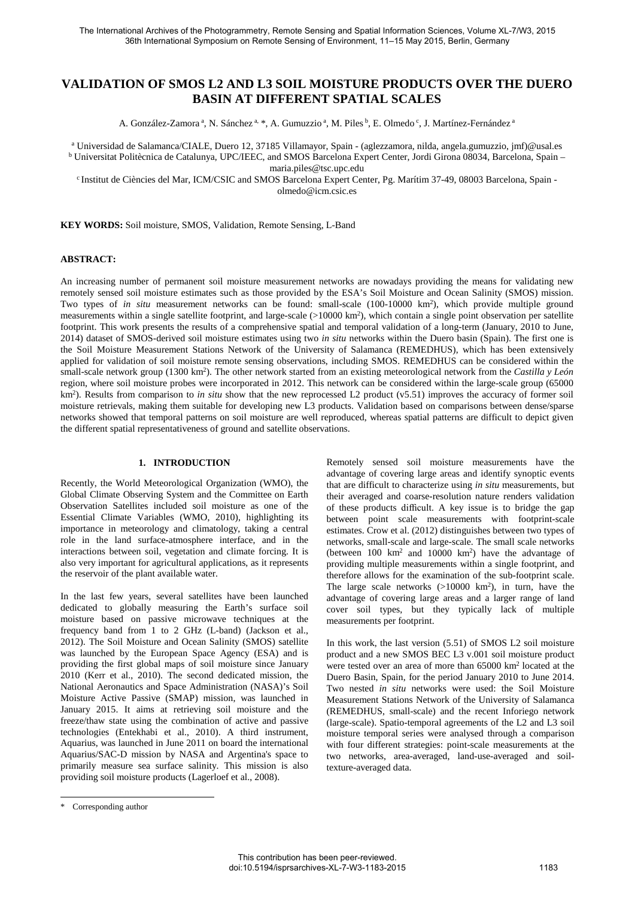# VALIDATION OF SMOS L2 AND L3 SOIL MOISTURE PRODUCTS OVER THE DUERO BASIN AT DIFFERENT SPATIAL SCALES

A. González-Zamora [a], N. Sánchez [a, *], A. Gumuzzio [a], M. Piles [b], E. Olmedo [c], J. Martínez-Fernández [a]

[a] Universidad de Salamanca/CIALE, Duero 12, 37185 Villamayor, Spain - (aglezzamora, nilda, angela.gumuzzio, jmf)@usal.es
[b] Universitat Politècnica de Catalunya, UPC/IEEC, and SMOS Barcelona Expert Center, Jordi Girona 08034, Barcelona, Spain – maria.piles@tsc.upc.edu
[c] Institut de Ciències del Mar, ICM/CSIC and SMOS Barcelona Expert Center, Pg. Marítim 37-49, 08003 Barcelona, Spain - olmedo@icm.csic.es

**KEY WORDS:** Soil moisture, SMOS, Validation, Remote Sensing, L-Band

**ABSTRACT:**

An increasing number of permanent soil moisture measurement networks are nowadays providing the means for validating new remotely sensed soil moisture estimates such as those provided by the ESA's Soil Moisture and Ocean Salinity (SMOS) mission. Two types of *in situ* measurement networks can be found: small-scale (100-10000 km$^2$), which provide multiple ground measurements within a single satellite footprint, and large-scale (>10000 km$^2$), which contain a single point observation per satellite footprint. This work presents the results of a comprehensive spatial and temporal validation of a long-term (January, 2010 to June, 2014) dataset of SMOS-derived soil moisture estimates using two *in situ* networks within the Duero basin (Spain). The first one is the Soil Moisture Measurement Stations Network of the University of Salamanca (REMEDHUS), which has been extensively applied for validation of soil moisture remote sensing observations, including SMOS. REMEDHUS can be considered within the small-scale network group (1300 km$^2$). The other network started from an existing meteorological network from the *Castilla y León* region, where soil moisture probes were incorporated in 2012. This network can be considered within the large-scale group (65000 km$^2$). Results from comparison to *in situ* show that the new reprocessed L2 product (v5.51) improves the accuracy of former soil moisture retrievals, making them suitable for developing new L3 products. Validation based on comparisons between dense/sparse networks showed that temporal patterns on soil moisture are well reproduced, whereas spatial patterns are difficult to depict given the different spatial representativeness of ground and satellite observations.

## 1. INTRODUCTION

Recently, the World Meteorological Organization (WMO), the Global Climate Observing System and the Committee on Earth Observation Satellites included soil moisture as one of the Essential Climate Variables (WMO, 2010), highlighting its importance in meteorology and climatology, taking a central role in the land surface-atmosphere interface, and in the interactions between soil, vegetation and climate forcing. It is also very important for agricultural applications, as it represents the reservoir of the plant available water.

In the last few years, several satellites have been launched dedicated to globally measuring the Earth's surface soil moisture based on passive microwave techniques at the frequency band from 1 to 2 GHz (L-band) (Jackson et al., 2012). The Soil Moisture and Ocean Salinity (SMOS) satellite was launched by the European Space Agency (ESA) and is providing the first global maps of soil moisture since January 2010 (Kerr et al., 2010). The second dedicated mission, the National Aeronautics and Space Administration (NASA)'s Soil Moisture Active Passive (SMAP) mission, was launched in January 2015. It aims at retrieving soil moisture and the freeze/thaw state using the combination of active and passive technologies (Entekhabi et al., 2010). A third instrument, Aquarius, was launched in June 2011 on board the international Aquarius/SAC-D mission by NASA and Argentina's space to primarily measure sea surface salinity. This mission is also providing soil moisture products (Lagerloef et al., 2008).

Remotely sensed soil moisture measurements have the advantage of covering large areas and identify synoptic events that are difficult to characterize using *in situ* measurements, but their averaged and coarse-resolution nature renders validation of these products difficult. A key issue is to bridge the gap between point scale measurements with footprint-scale estimates. Crow et al. (2012) distinguishes between two types of networks, small-scale and large-scale. The small scale networks (between 100 km$^2$ and 10000 km$^2$) have the advantage of providing multiple measurements within a single footprint, and therefore allows for the examination of the sub-footprint scale. The large scale networks (>10000 km$^2$), in turn, have the advantage of covering large areas and a larger range of land cover soil types, but they typically lack of multiple measurements per footprint.

In this work, the last version (5.51) of SMOS L2 soil moisture product and a new SMOS BEC L3 v.001 soil moisture product were tested over an area of more than 65000 km$^2$ located at the Duero Basin, Spain, for the period January 2010 to June 2014. Two nested *in situ* networks were used: the Soil Moisture Measurement Stations Network of the University of Salamanca (REMEDHUS, small-scale) and the recent Inforiego network (large-scale). Spatio-temporal agreements of the L2 and L3 soil moisture temporal series were analysed through a comparison with four different strategies: point-scale measurements at the two networks, area-averaged, land-use-averaged and soil-texture-averaged data.

\* Corresponding author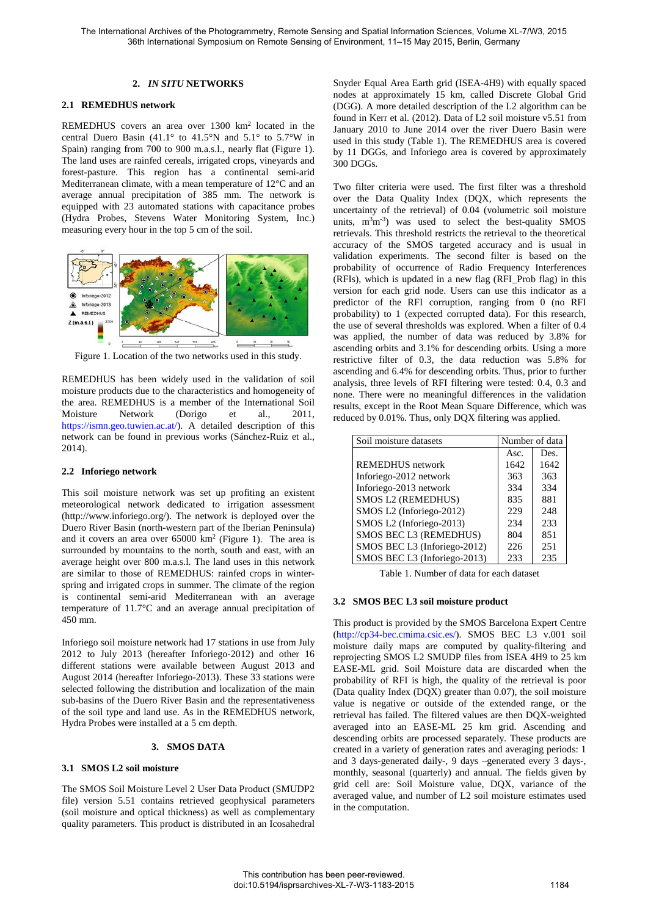## 2. *IN SITU* NETWORKS

### 2.1 REMEDHUS network

REMEDHUS covers an area over 1300 km$^2$ located in the central Duero Basin (41.1° to 41.5°N and 5.1° to 5.7°W in Spain) ranging from 700 to 900 m.a.s.l., nearly flat (Figure 1). The land uses are rainfed cereals, irrigated crops, vineyards and forest-pasture. This region has a continental semi-arid Mediterranean climate, with a mean temperature of 12°C and an average annual precipitation of 385 mm. The network is equipped with 23 automated stations with capacitance probes (Hydra Probes, Stevens Water Monitoring System, Inc.) measuring every hour in the top 5 cm of the soil.

Figure 1. Location of the two networks used in this study.

REMEDHUS has been widely used in the validation of soil moisture products due to the characteristics and homogeneity of the area. REMEDHUS is a member of the International Soil Moisture Network (Dorigo et al., 2011, https://ismn.geo.tuwien.ac.at/). A detailed description of this network can be found in previous works (Sánchez-Ruiz et al., 2014).

### 2.2 Inforiego network

This soil moisture network was set up profiting an existent meteorological network dedicated to irrigation assessment (http://www.inforiego.org/). The network is deployed over the Duero River Basin (north-western part of the Iberian Peninsula) and it covers an area over 65000 km$^2$ (Figure 1). The area is surrounded by mountains to the north, south and east, with an average height over 800 m.a.s.l. The land uses in this network are similar to those of REMEDHUS: rainfed crops in winter-spring and irrigated crops in summer. The climate of the region is continental semi-arid Mediterranean with an average temperature of 11.7°C and an average annual precipitation of 450 mm.

Inforiego soil moisture network had 17 stations in use from July 2012 to July 2013 (hereafter Inforiego-2012) and other 16 different stations were available between August 2013 and August 2014 (hereafter Inforiego-2013). These 33 stations were selected following the distribution and localization of the main sub-basins of the Duero River Basin and the representativeness of the soil type and land use. As in the REMEDHUS network, Hydra Probes were installed at a 5 cm depth.

## 3. SMOS DATA

### 3.1 SMOS L2 soil moisture

The SMOS Soil Moisture Level 2 User Data Product (SMUDP2 file) version 5.51 contains retrieved geophysical parameters (soil moisture and optical thickness) as well as complementary quality parameters. This product is distributed in an Icosahedral Snyder Equal Area Earth grid (ISEA-4H9) with equally spaced nodes at approximately 15 km, called Discrete Global Grid (DGG). A more detailed description of the L2 algorithm can be found in Kerr et al. (2012). Data of L2 soil moisture v5.51 from January 2010 to June 2014 over the river Duero Basin were used in this study (Table 1). The REMEDHUS area is covered by 11 DGGs, and Inforiego area is covered by approximately 300 DGGs.

Two filter criteria were used. The first filter was a threshold over the Data Quality Index (DQX, which represents the uncertainty of the retrieval) of 0.04 (volumetric soil moisture units, m$^3$m$^{-3}$) was used to select the best-quality SMOS retrievals. This threshold restricts the retrieval to the theoretical accuracy of the SMOS targeted accuracy and is usual in validation experiments. The second filter is based on the probability of occurrence of Radio Frequency Interferences (RFIs), which is updated in a new flag (RFI_Prob flag) in this version for each grid node. Users can use this indicator as a predictor of the RFI corruption, ranging from 0 (no RFI probability) to 1 (expected corrupted data). For this research, the use of several thresholds was explored. When a filter of 0.4 was applied, the number of data was reduced by 3.8% for ascending orbits and 3.1% for descending orbits. Using a more restrictive filter of 0.3, the data reduction was 5.8% for ascending and 6.4% for descending orbits. Thus, prior to further analysis, three levels of RFI filtering were tested: 0.4, 0.3 and none. There were no meaningful differences in the validation results, except in the Root Mean Square Difference, which was reduced by 0.01%. Thus, only DQX filtering was applied.

| Soil moisture datasets | Number of data | |
|---|---|---|
| | Asc. | Des. |
| REMEDHUS network | 1642 | 1642 |
| Inforiego-2012 network | 363 | 363 |
| Inforiego-2013 network | 334 | 334 |
| SMOS L2 (REMEDHUS) | 835 | 881 |
| SMOS L2 (Inforiego-2012) | 229 | 248 |
| SMOS L2 (Inforiego-2013) | 234 | 233 |
| SMOS BEC L3 (REMEDHUS) | 804 | 851 |
| SMOS BEC L3 (Inforiego-2012) | 226 | 251 |
| SMOS BEC L3 (Inforiego-2013) | 233 | 235 |

Table 1. Number of data for each dataset

### 3.2 SMOS BEC L3 soil moisture product

This product is provided by the SMOS Barcelona Expert Centre (http://cp34-bec.cmima.csic.es/). SMOS BEC L3 v.001 soil moisture daily maps are computed by quality-filtering and reprojecting SMOS L2 SMUDP files from ISEA 4H9 to 25 km EASE-ML grid. Soil Moisture data are discarded when the probability of RFI is high, the quality of the retrieval is poor (Data quality Index (DQX) greater than 0.07), the soil moisture value is negative or outside of the extended range, or the retrieval has failed. The filtered values are then DQX-weighted averaged into an EASE-ML 25 km grid. Ascending and descending orbits are processed separately. These products are created in a variety of generation rates and averaging periods: 1 and 3 days-generated daily-, 9 days –generated every 3 days-, monthly, seasonal (quarterly) and annual. The fields given by grid cell are: Soil Moisture value, DQX, variance of the averaged value, and number of L2 soil moisture estimates used in the computation.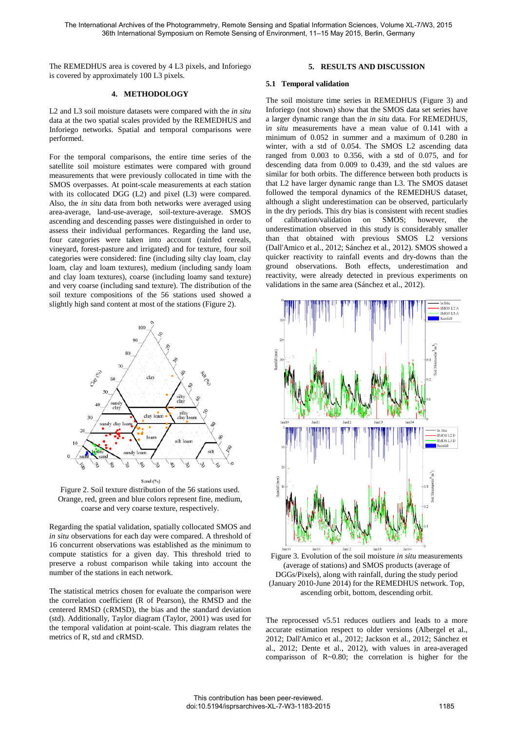The REMEDHUS area is covered by 4 L3 pixels, and Inforiego is covered by approximately 100 L3 pixels.

## 4. METHODOLOGY

L2 and L3 soil moisture datasets were compared with the *in situ* data at the two spatial scales provided by the REMEDHUS and Inforiego networks. Spatial and temporal comparisons were performed.

For the temporal comparisons, the entire time series of the satellite soil moisture estimates were compared with ground measurements that were previously collocated in time with the SMOS overpasses. At point-scale measurements at each station with its collocated DGG (L2) and pixel (L3) were compared. Also, the *in situ* data from both networks were averaged using area-average, land-use-average, soil-texture-average. SMOS ascending and descending passes were distinguished in order to assess their individual performances. Regarding the land use, four categories were taken into account (rainfed cereals, vineyard, forest-pasture and irrigated) and for texture, four soil categories were considered: fine (including silty clay loam, clay loam, clay and loam textures), medium (including sandy loam and clay loam textures), coarse (including loamy sand texture) and very coarse (including sand texture). The distribution of the soil texture compositions of the 56 stations used showed a slightly high sand content at most of the stations (Figure 2).

Figure 2. Soil texture distribution of the 56 stations used. Orange, red, green and blue colors represent fine, medium, coarse and very coarse texture, respectively.

Regarding the spatial validation, spatially collocated SMOS and *in situ* observations for each day were compared. A threshold of 16 concurrent observations was established as the minimum to compute statistics for a given day. This threshold tried to preserve a robust comparison while taking into account the number of the stations in each network.

The statistical metrics chosen for evaluate the comparison were the correlation coefficient (R of Pearson), the RMSD and the centered RMSD (cRMSD), the bias and the standard deviation (std). Additionally, Taylor diagram (Taylor, 2001) was used for the temporal validation at point-scale. This diagram relates the metrics of R, std and cRMSD.

## 5. RESULTS AND DISCUSSION

### 5.1 Temporal validation

The soil moisture time series in REMEDHUS (Figure 3) and Inforiego (not shown) show that the SMOS data set series have a larger dynamic range than the *in situ* data. For REMEDHUS, *in situ* measurements have a mean value of 0.141 with a minimum of 0.052 in summer and a maximum of 0.280 in winter, with a std of 0.054. The SMOS L2 ascending data ranged from 0.003 to 0.356, with a std of 0.075, and for descending data from 0.009 to 0.439, and the std values are similar for both orbits. The difference between both products is that L2 have larger dynamic range than L3. The SMOS dataset followed the temporal dynamics of the REMEDHUS dataset, although a slight underestimation can be observed, particularly in the dry periods. This dry bias is consistent with recent studies of calibration/validation on SMOS; however, the underestimation observed in this study is considerably smaller than that obtained with previous SMOS L2 versions (Dall'Amico et al., 2012; Sánchez et al., 2012). SMOS showed a quicker reactivity to rainfall events and dry-downs than the ground observations. Both effects, underestimation and reactivity, were already detected in previous experiments on validations in the same area (Sánchez et al., 2012).

Figure 3. Evolution of the soil moisture *in situ* measurements (average of stations) and SMOS products (average of DGGs/Pixels), along with rainfall, during the study period (January 2010-June 2014) for the REMEDHUS network. Top, ascending orbit, bottom, descending orbit.

The reprocessed v5.51 reduces outliers and leads to a more accurate estimation respect to older versions (Albergel et al., 2012; Dall'Amico et al., 2012; Jackson et al., 2012; Sánchez et al., 2012; Dente et al., 2012), with values in area-averaged comparisson of R~0.80; the correlation is higher for the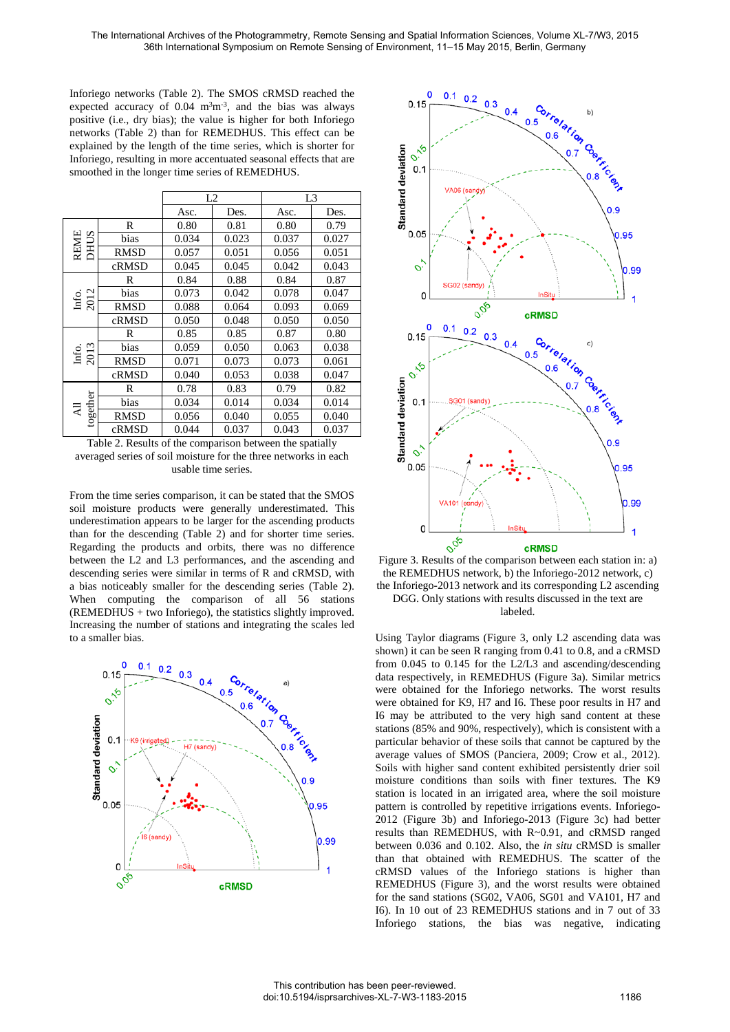Inforiego networks (Table 2). The SMOS cRMSD reached the expected accuracy of 0.04 $m^3m^{-3}$, and the bias was always positive (i.e., dry bias); the value is higher for both Inforiego networks (Table 2) than for REMEDHUS. This effect can be explained by the length of the time series, which is shorter for Inforiego, resulting in more accentuated seasonal effects that are smoothed in the longer time series of REMEDHUS.

| | | L2 | | L3 | |
|---|---|---|---|---|---|
| | | Asc. | Des. | Asc. | Des. |
| REMEDHUS | R | 0.80 | 0.81 | 0.80 | 0.79 |
| | bias | 0.034 | 0.023 | 0.037 | 0.027 |
| | RMSD | 0.057 | 0.051 | 0.056 | 0.051 |
| | cRMSD | 0.045 | 0.045 | 0.042 | 0.043 |
| Info. 2012 | R | 0.84 | 0.88 | 0.84 | 0.87 |
| | bias | 0.073 | 0.042 | 0.078 | 0.047 |
| | RMSD | 0.088 | 0.064 | 0.093 | 0.069 |
| | cRMSD | 0.050 | 0.048 | 0.050 | 0.050 |
| Info. 2013 | R | 0.85 | 0.85 | 0.87 | 0.80 |
| | bias | 0.059 | 0.050 | 0.063 | 0.038 |
| | RMSD | 0.071 | 0.073 | 0.073 | 0.061 |
| | cRMSD | 0.040 | 0.053 | 0.038 | 0.047 |
| All together | R | 0.78 | 0.83 | 0.79 | 0.82 |
| | bias | 0.034 | 0.014 | 0.034 | 0.014 |
| | RMSD | 0.056 | 0.040 | 0.055 | 0.040 |
| | cRMSD | 0.044 | 0.037 | 0.043 | 0.037 |

Table 2. Results of the comparison between the spatially averaged series of soil moisture for the three networks in each usable time series.

From the time series comparison, it can be stated that the SMOS soil moisture products were generally underestimated. This underestimation appears to be larger for the ascending products than for the descending (Table 2) and for shorter time series. Regarding the products and orbits, there was no difference between the L2 and L3 performances, and the ascending and descending series were similar in terms of R and cRMSD, with a bias noticeably smaller for the descending series (Table 2). When computing the comparison of all 56 stations (REMEDHUS + two Inforiego), the statistics slightly improved. Increasing the number of stations and integrating the scales led to a smaller bias.

Figure 3. Results of the comparison between each station in: a) the REMEDHUS network, b) the Inforiego-2012 network, c) the Inforiego-2013 network and its corresponding L2 ascending DGG. Only stations with results discussed in the text are labeled.

Using Taylor diagrams (Figure 3, only L2 ascending data was shown) it can be seen R ranging from 0.41 to 0.8, and a cRMSD from 0.045 to 0.145 for the L2/L3 and ascending/descending data respectively, in REMEDHUS (Figure 3a). Similar metrics were obtained for the Inforiego networks. The worst results were obtained for K9, H7 and I6. These poor results in H7 and I6 may be attributed to the very high sand content at these stations (85% and 90%, respectively), which is consistent with a particular behavior of these soils that cannot be captured by the average values of SMOS (Panciera, 2009; Crow et al., 2012). Soils with higher sand content exhibited persistently drier soil moisture conditions than soils with finer textures. The K9 station is located in an irrigated area, where the soil moisture pattern is controlled by repetitive irrigations events. Inforiego-2012 (Figure 3b) and Inforiego-2013 (Figure 3c) had better results than REMEDHUS, with R~0.91, and cRMSD ranged between 0.036 and 0.102. Also, the *in situ* cRMSD is smaller than that obtained with REMEDHUS. The scatter of the cRMSD values of the Inforiego stations is higher than REMEDHUS (Figure 3), and the worst results were obtained for the sand stations (SG02, VA06, SG01 and VA101, H7 and I6). In 10 out of 23 REMEDHUS stations and in 7 out of 33 Inforiego stations, the bias was negative, indicating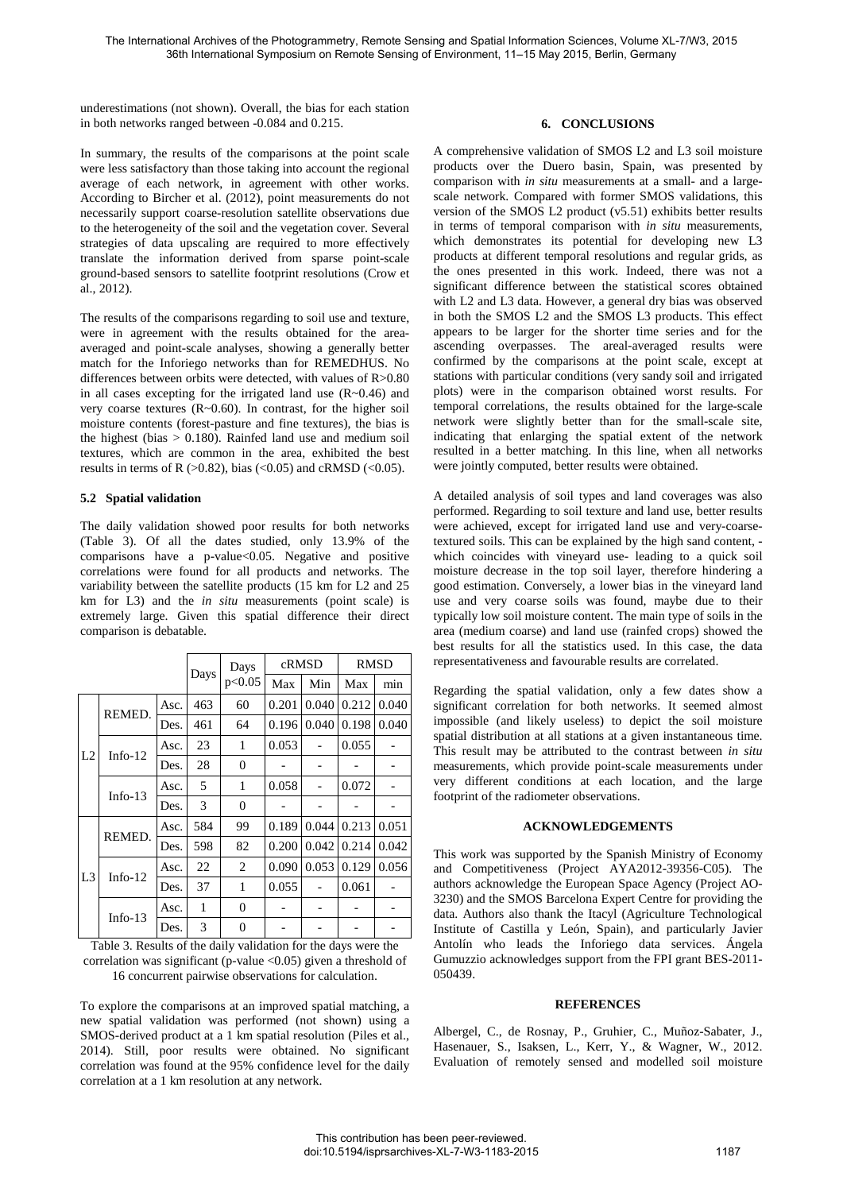underestimations (not shown). Overall, the bias for each station in both networks ranged between -0.084 and 0.215.

In summary, the results of the comparisons at the point scale were less satisfactory than those taking into account the regional average of each network, in agreement with other works. According to Bircher et al. (2012), point measurements do not necessarily support coarse-resolution satellite observations due to the heterogeneity of the soil and the vegetation cover. Several strategies of data upscaling are required to more effectively translate the information derived from sparse point-scale ground-based sensors to satellite footprint resolutions (Crow et al., 2012).

The results of the comparisons regarding to soil use and texture, were in agreement with the results obtained for the area-averaged and point-scale analyses, showing a generally better match for the Inforiego networks than for REMEDHUS. No differences between orbits were detected, with values of R>0.80 in all cases excepting for the irrigated land use (R~0.46) and very coarse textures (R~0.60). In contrast, for the higher soil moisture contents (forest-pasture and fine textures), the bias is the highest (bias > 0.180). Rainfed land use and medium soil textures, which are common in the area, exhibited the best results in terms of R (>0.82), bias (<0.05) and cRMSD (<0.05).

### 5.2 Spatial validation

The daily validation showed poor results for both networks (Table 3). Of all the dates studied, only 13.9% of the comparisons have a p-value<0.05. Negative and positive correlations were found for all products and networks. The variability between the satellite products (15 km for L2 and 25 km for L3) and the *in situ* measurements (point scale) is extremely large. Given this spatial difference their direct comparison is debatable.

| | | | Days | Days p<0.05 | cRMSD | | RMSD | |
|---|---|---|---|---|---|---|---|---|
| | | | | | Max | Min | Max | min |
| L2 | REMED. | Asc. | 463 | 60 | 0.201 | 0.040 | 0.212 | 0.040 |
| | | Des. | 461 | 64 | 0.196 | 0.040 | 0.198 | 0.040 |
| | Info-12 | Asc. | 23 | 1 | 0.053 | - | 0.055 | - |
| | | Des. | 28 | 0 | - | - | - | - |
| | Info-13 | Asc. | 5 | 1 | 0.058 | - | 0.072 | - |
| | | Des. | 3 | 0 | - | - | - | - |
| L3 | REMED. | Asc. | 584 | 99 | 0.189 | 0.044 | 0.213 | 0.051 |
| | | Des. | 598 | 82 | 0.200 | 0.042 | 0.214 | 0.042 |
| | Info-12 | Asc. | 22 | 2 | 0.090 | 0.053 | 0.129 | 0.056 |
| | | Des. | 37 | 1 | 0.055 | - | 0.061 | - |
| | Info-13 | Asc. | 1 | 0 | - | - | - | - |
| | | Des. | 3 | 0 | - | - | - | - |

Table 3. Results of the daily validation for the days were the correlation was significant (p-value <0.05) given a threshold of 16 concurrent pairwise observations for calculation.

To explore the comparisons at an improved spatial matching, a new spatial validation was performed (not shown) using a SMOS-derived product at a 1 km spatial resolution (Piles et al., 2014). Still, poor results were obtained. No significant correlation was found at the 95% confidence level for the daily correlation at a 1 km resolution at any network.

## 6. CONCLUSIONS

A comprehensive validation of SMOS L2 and L3 soil moisture products over the Duero basin, Spain, was presented by comparison with *in situ* measurements at a small- and a large-scale network. Compared with former SMOS validations, this version of the SMOS L2 product (v5.51) exhibits better results in terms of temporal comparison with *in situ* measurements, which demonstrates its potential for developing new L3 products at different temporal resolutions and regular grids, as the ones presented in this work. Indeed, there was not a significant difference between the statistical scores obtained with L2 and L3 data. However, a general dry bias was observed in both the SMOS L2 and the SMOS L3 products. This effect appears to be larger for the shorter time series and for the ascending overpasses. The areal-averaged results were confirmed by the comparisons at the point scale, except at stations with particular conditions (very sandy soil and irrigated plots) were in the comparison obtained worst results. For temporal correlations, the results obtained for the large-scale network were slightly better than for the small-scale site, indicating that enlarging the spatial extent of the network resulted in a better matching. In this line, when all networks were jointly computed, better results were obtained.

A detailed analysis of soil types and land coverages was also performed. Regarding to soil texture and land use, better results were achieved, except for irrigated land use and very-coarse-textured soils. This can be explained by the high sand content, -which coincides with vineyard use- leading to a quick soil moisture decrease in the top soil layer, therefore hindering a good estimation. Conversely, a lower bias in the vineyard land use and very coarse soils was found, maybe due to their typically low soil moisture content. The main type of soils in the area (medium coarse) and land use (rainfed crops) showed the best results for all the statistics used. In this case, the data representativeness and favourable results are correlated.

Regarding the spatial validation, only a few dates show a significant correlation for both networks. It seemed almost impossible (and likely useless) to depict the soil moisture spatial distribution at all stations at a given instantaneous time. This result may be attributed to the contrast between *in situ* measurements, which provide point-scale measurements under very different conditions at each location, and the large footprint of the radiometer observations.

## ACKNOWLEDGEMENTS

This work was supported by the Spanish Ministry of Economy and Competitiveness (Project AYA2012-39356-C05). The authors acknowledge the European Space Agency (Project AO-3230) and the SMOS Barcelona Expert Centre for providing the data. Authors also thank the Itacyl (Agriculture Technological Institute of Castilla y León, Spain), and particularly Javier Antolín who leads the Inforiego data services. Ángela Gumuzzio acknowledges support from the FPI grant BES-2011-050439.

## REFERENCES

Albergel, C., de Rosnay, P., Gruhier, C., Muñoz-Sabater, J., Hasenauer, S., Isaksen, L., Kerr, Y., & Wagner, W., 2012. Evaluation of remotely sensed and modelled soil moisture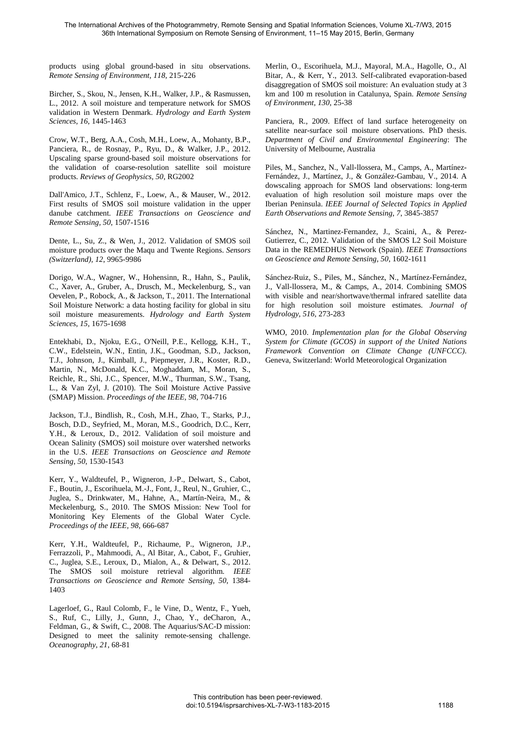products using global ground-based in situ observations. *Remote Sensing of Environment, 118*, 215-226

Bircher, S., Skou, N., Jensen, K.H., Walker, J.P., & Rasmussen, L., 2012. A soil moisture and temperature network for SMOS validation in Western Denmark. *Hydrology and Earth System Sciences, 16*, 1445-1463

Crow, W.T., Berg, A.A., Cosh, M.H., Loew, A., Mohanty, B.P., Panciera, R., de Rosnay, P., Ryu, D., & Walker, J.P., 2012. Upscaling sparse ground-based soil moisture observations for the validation of coarse-resolution satellite soil moisture products. *Reviews of Geophysics, 50*, RG2002

Dall'Amico, J.T., Schlenz, F., Loew, A., & Mauser, W., 2012. First results of SMOS soil moisture validation in the upper danube catchment. *IEEE Transactions on Geoscience and Remote Sensing, 50*, 1507-1516

Dente, L., Su, Z., & Wen, J., 2012. Validation of SMOS soil moisture products over the Maqu and Twente Regions. *Sensors (Switzerland), 12*, 9965-9986

Dorigo, W.A., Wagner, W., Hohensinn, R., Hahn, S., Paulik, C., Xaver, A., Gruber, A., Drusch, M., Meckelenburg, S., van Oevelen, P., Robock, A., & Jackson, T., 2011. The International Soil Moisture Network: a data hosting facility for global in situ soil moisture measurements. *Hydrology and Earth System Sciences, 15*, 1675-1698

Entekhabi, D., Njoku, E.G., O'Neill, P.E., Kellogg, K.H., T., C.W., Edelstein, W.N., Entin, J.K., Goodman, S.D., Jackson, T.J., Johnson, J., Kimball, J., Piepmeyer, J.R., Koster, R.D., Martin, N., McDonald, K.C., Moghaddam, M., Moran, S., Reichle, R., Shi, J.C., Spencer, M.W., Thurman, S.W., Tsang, L., & Van Zyl, J. (2010). The Soil Moisture Active Passive (SMAP) Mission. *Proceedings of the IEEE, 98*, 704-716

Jackson, T.J., Bindlish, R., Cosh, M.H., Zhao, T., Starks, P.J., Bosch, D.D., Seyfried, M., Moran, M.S., Goodrich, D.C., Kerr, Y.H., & Leroux, D., 2012. Validation of soil moisture and Ocean Salinity (SMOS) soil moisture over watershed networks in the U.S. *IEEE Transactions on Geoscience and Remote Sensing, 50*, 1530-1543

Kerr, Y., Waldteufel, P., Wigneron, J.-P., Delwart, S., Cabot, F., Boutin, J., Escorihuela, M.-J., Font, J., Reul, N., Gruhier, C., Juglea, S., Drinkwater, M., Hahne, A., Martín-Neira, M., & Meckelenburg, S., 2010. The SMOS Mission: New Tool for Monitoring Key Elements of the Global Water Cycle. *Proceedings of the IEEE, 98*, 666-687

Kerr, Y.H., Waldteufel, P., Richaume, P., Wigneron, J.P., Ferrazzoli, P., Mahmoodi, A., Al Bitar, A., Cabot, F., Gruhier, C., Juglea, S.E., Leroux, D., Mialon, A., & Delwart, S., 2012. The SMOS soil moisture retrieval algorithm. *IEEE Transactions on Geoscience and Remote Sensing, 50*, 1384-1403

Lagerloef, G., Raul Colomb, F., le Vine, D., Wentz, F., Yueh, S., Ruf, C., Lilly, J., Gunn, J., Chao, Y., deCharon, A., Feldman, G., & Swift, C., 2008. The Aquarius/SAC-D mission: Designed to meet the salinity remote-sensing challenge. *Oceanography, 21*, 68-81

Merlin, O., Escorihuela, M.J., Mayoral, M.A., Hagolle, O., Al Bitar, A., & Kerr, Y., 2013. Self-calibrated evaporation-based disaggregation of SMOS soil moisture: An evaluation study at 3 km and 100 m resolution in Catalunya, Spain. *Remote Sensing of Environment, 130*, 25-38

Panciera, R., 2009. Effect of land surface heterogeneity on satellite near-surface soil moisture observations. PhD thesis. *Department of Civil and Environmental Engineering*: The University of Melbourne, Australia

Piles, M., Sanchez, N., Vall-llossera, M., Camps, A., Martínez-Fernández, J., Martínez, J., & González-Gambau, V., 2014. A dowscaling approach for SMOS land observations: long-term evaluation of high resolution soil moisture maps over the Iberian Peninsula. *IEEE Journal of Selected Topics in Applied Earth Observations and Remote Sensing, 7*, 3845-3857

Sánchez, N., Martinez-Fernandez, J., Scaini, A., & Perez-Gutierrez, C., 2012. Validation of the SMOS L2 Soil Moisture Data in the REMEDHUS Network (Spain). *IEEE Transactions on Geoscience and Remote Sensing, 50*, 1602-1611

Sánchez-Ruiz, S., Piles, M., Sánchez, N., Martínez-Fernández, J., Vall-llossera, M., & Camps, A., 2014. Combining SMOS with visible and near/shortwave/thermal infrared satellite data for high resolution soil moisture estimates. *Journal of Hydrology, 516*, 273-283

WMO, 2010. *Implementation plan for the Global Observing System for Climate (GCOS) in support of the United Nations Framework Convention on Climate Change (UNFCCC)*. Geneva, Switzerland: World Meteorological Organization